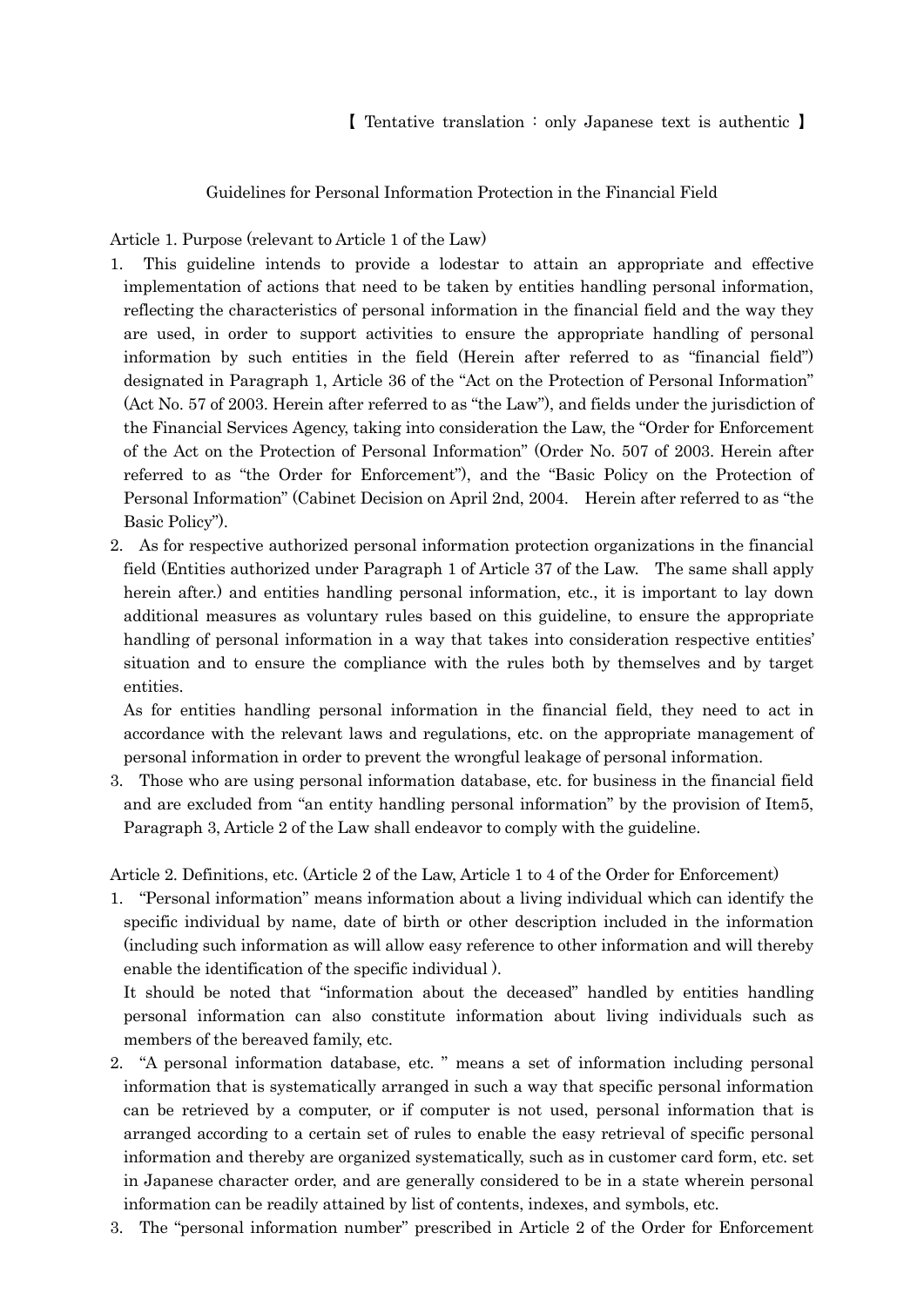【 Tentative translation : only Japanese text is authentic 】

# Guidelines for Personal Information Protection in the Financial Field

Article 1. Purpose (relevant to Article 1 of the Law)

1. This guideline intends to provide a lodestar to attain an appropriate and effective implementation of actions that need to be taken by entities handling personal information, reflecting the characteristics of personal information in the financial field and the way they are used, in order to support activities to ensure the appropriate handling of personal information by such entities in the field (Herein after referred to as "financial field") designated in Paragraph 1, Article 36 of the "Act on the Protection of Personal Information" (Act No. 57 of 2003. Herein after referred to as "the Law"), and fields under the jurisdiction of the Financial Services Agency, taking into consideration the Law, the "Order for Enforcement of the Act on the Protection of Personal Information" (Order No. 507 of 2003. Herein after referred to as "the Order for Enforcement"), and the "Basic Policy on the Protection of Personal Information" (Cabinet Decision on April 2nd, 2004. Herein after referred to as "the Basic Policy").
2. As for respective authorized personal information protection organizations in the financial field (Entities authorized under Paragraph 1 of Article 37 of the Law. The same shall apply herein after.) and entities handling personal information, etc., it is important to lay down additional measures as voluntary rules based on this guideline, to ensure the appropriate handling of personal information in a way that takes into consideration respective entities' situation and to ensure the compliance with the rules both by themselves and by target entities.

   As for entities handling personal information in the financial field, they need to act in accordance with the relevant laws and regulations, etc. on the appropriate management of personal information in order to prevent the wrongful leakage of personal information.
3. Those who are using personal information database, etc. for business in the financial field and are excluded from "an entity handling personal information" by the provision of Item5, Paragraph 3, Article 2 of the Law shall endeavor to comply with the guideline.

Article 2. Definitions, etc. (Article 2 of the Law, Article 1 to 4 of the Order for Enforcement)

1. "Personal information" means information about a living individual which can identify the specific individual by name, date of birth or other description included in the information (including such information as will allow easy reference to other information and will thereby enable the identification of the specific individual ).

   It should be noted that "information about the deceased" handled by entities handling personal information can also constitute information about living individuals such as members of the bereaved family, etc.
2. "A personal information database, etc. " means a set of information including personal information that is systematically arranged in such a way that specific personal information can be retrieved by a computer, or if computer is not used, personal information that is arranged according to a certain set of rules to enable the easy retrieval of specific personal information and thereby are organized systematically, such as in customer card form, etc. set in Japanese character order, and are generally considered to be in a state wherein personal information can be readily attained by list of contents, indexes, and symbols, etc.
3. The "personal information number" prescribed in Article 2 of the Order for Enforcement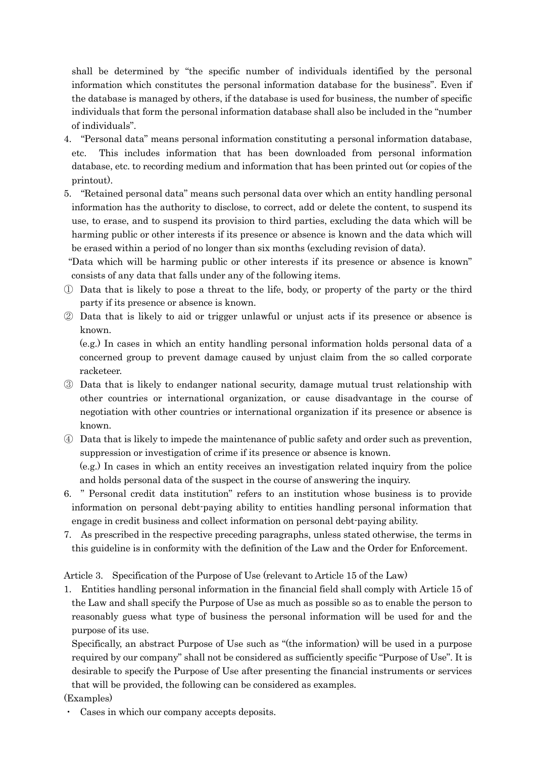shall be determined by "the specific number of individuals identified by the personal information which constitutes the personal information database for the business". Even if the database is managed by others, if the database is used for business, the number of specific individuals that form the personal information database shall also be included in the "number of individuals".

4. "Personal data" means personal information constituting a personal information database, etc. This includes information that has been downloaded from personal information database, etc. to recording medium and information that has been printed out (or copies of the printout).
5. "Retained personal data" means such personal data over which an entity handling personal information has the authority to disclose, to correct, add or delete the content, to suspend its use, to erase, and to suspend its provision to third parties, excluding the data which will be harming public or other interests if its presence or absence is known and the data which will be erased within a period of no longer than six months (excluding revision of data).

"Data which will be harming public or other interests if its presence or absence is known" consists of any data that falls under any of the following items.

① Data that is likely to pose a threat to the life, body, or property of the party or the third party if its presence or absence is known.

② Data that is likely to aid or trigger unlawful or unjust acts if its presence or absence is known.

(e.g.) In cases in which an entity handling personal information holds personal data of a concerned group to prevent damage caused by unjust claim from the so called corporate racketeer.

③ Data that is likely to endanger national security, damage mutual trust relationship with other countries or international organization, or cause disadvantage in the course of negotiation with other countries or international organization if its presence or absence is known.

④ Data that is likely to impede the maintenance of public safety and order such as prevention, suppression or investigation of crime if its presence or absence is known.

(e.g.) In cases in which an entity receives an investigation related inquiry from the police and holds personal data of the suspect in the course of answering the inquiry.

6. " Personal credit data institution" refers to an institution whose business is to provide information on personal debt-paying ability to entities handling personal information that engage in credit business and collect information on personal debt-paying ability.
7. As prescribed in the respective preceding paragraphs, unless stated otherwise, the terms in this guideline is in conformity with the definition of the Law and the Order for Enforcement.

Article 3. Specification of the Purpose of Use (relevant to Article 15 of the Law)

1. Entities handling personal information in the financial field shall comply with Article 15 of the Law and shall specify the Purpose of Use as much as possible so as to enable the person to reasonably guess what type of business the personal information will be used for and the purpose of its use.

Specifically, an abstract Purpose of Use such as "(the information) will be used in a purpose required by our company" shall not be considered as sufficiently specific "Purpose of Use". It is desirable to specify the Purpose of Use after presenting the financial instruments or services that will be provided, the following can be considered as examples.

(Examples)

- Cases in which our company accepts deposits.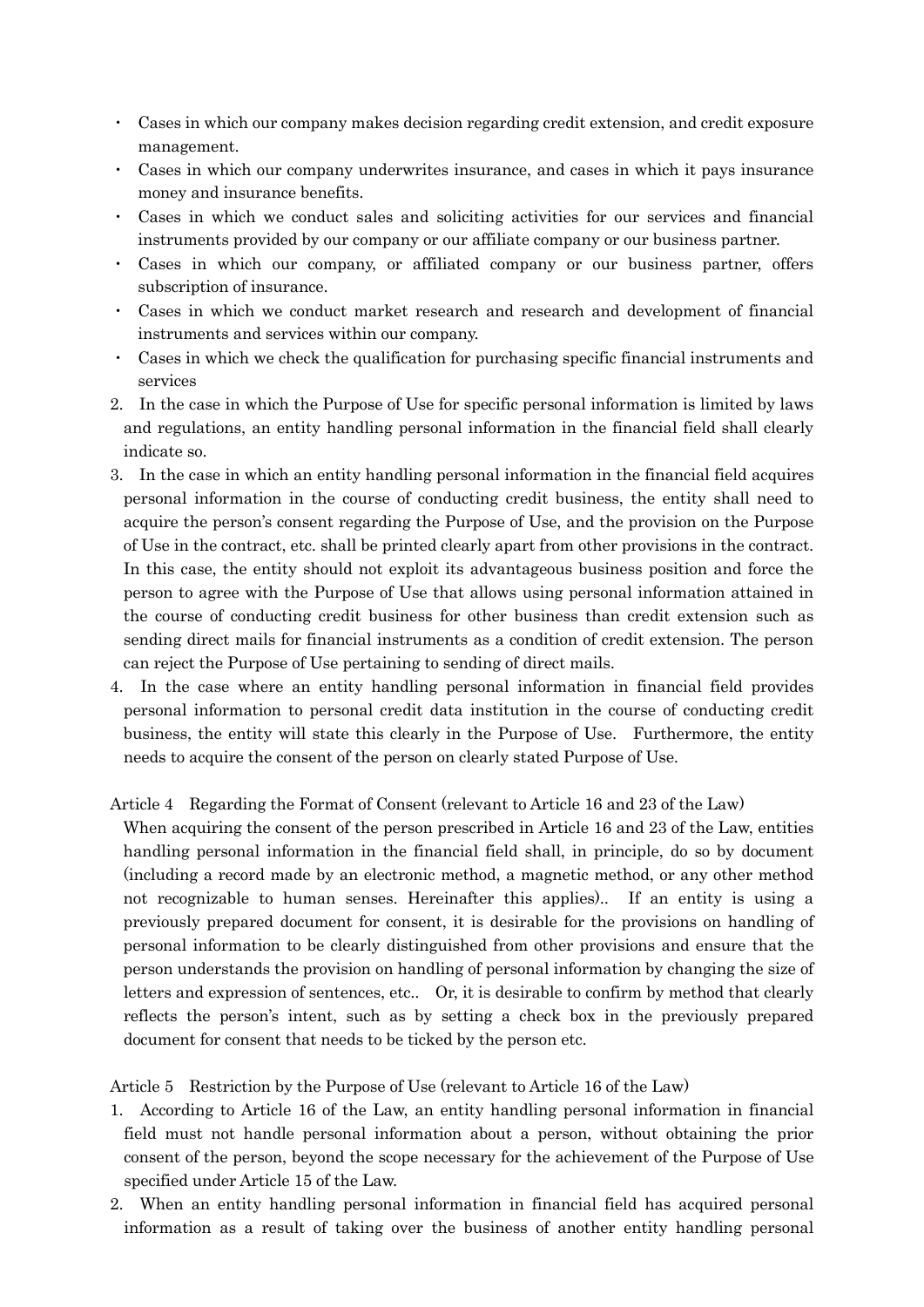- Cases in which our company makes decision regarding credit extension, and credit exposure management.
- Cases in which our company underwrites insurance, and cases in which it pays insurance money and insurance benefits.
- Cases in which we conduct sales and soliciting activities for our services and financial instruments provided by our company or our affiliate company or our business partner.
- Cases in which our company, or affiliated company or our business partner, offers subscription of insurance.
- Cases in which we conduct market research and research and development of financial instruments and services within our company.
- Cases in which we check the qualification for purchasing specific financial instruments and services

2. In the case in which the Purpose of Use for specific personal information is limited by laws and regulations, an entity handling personal information in the financial field shall clearly indicate so.
3. In the case in which an entity handling personal information in the financial field acquires personal information in the course of conducting credit business, the entity shall need to acquire the person's consent regarding the Purpose of Use, and the provision on the Purpose of Use in the contract, etc. shall be printed clearly apart from other provisions in the contract. In this case, the entity should not exploit its advantageous business position and force the person to agree with the Purpose of Use that allows using personal information attained in the course of conducting credit business for other business than credit extension such as sending direct mails for financial instruments as a condition of credit extension. The person can reject the Purpose of Use pertaining to sending of direct mails.
4. In the case where an entity handling personal information in financial field provides personal information to personal credit data institution in the course of conducting credit business, the entity will state this clearly in the Purpose of Use. Furthermore, the entity needs to acquire the consent of the person on clearly stated Purpose of Use.

Article 4 Regarding the Format of Consent (relevant to Article 16 and 23 of the Law)

When acquiring the consent of the person prescribed in Article 16 and 23 of the Law, entities handling personal information in the financial field shall, in principle, do so by document (including a record made by an electronic method, a magnetic method, or any other method not recognizable to human senses. Hereinafter this applies).. If an entity is using a previously prepared document for consent, it is desirable for the provisions on handling of personal information to be clearly distinguished from other provisions and ensure that the person understands the provision on handling of personal information by changing the size of letters and expression of sentences, etc.. Or, it is desirable to confirm by method that clearly reflects the person's intent, such as by setting a check box in the previously prepared document for consent that needs to be ticked by the person etc.

Article 5 Restriction by the Purpose of Use (relevant to Article 16 of the Law)

1. According to Article 16 of the Law, an entity handling personal information in financial field must not handle personal information about a person, without obtaining the prior consent of the person, beyond the scope necessary for the achievement of the Purpose of Use specified under Article 15 of the Law.
2. When an entity handling personal information in financial field has acquired personal information as a result of taking over the business of another entity handling personal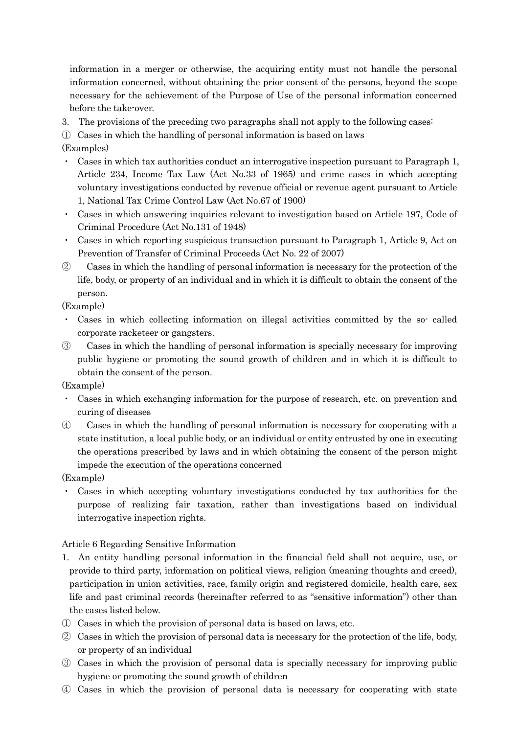information in a merger or otherwise, the acquiring entity must not handle the personal information concerned, without obtaining the prior consent of the persons, beyond the scope necessary for the achievement of the Purpose of Use of the personal information concerned before the take-over.

3. The provisions of the preceding two paragraphs shall not apply to the following cases:

① Cases in which the handling of personal information is based on laws

(Examples)

- Cases in which tax authorities conduct an interrogative inspection pursuant to Paragraph 1, Article 234, Income Tax Law (Act No.33 of 1965) and crime cases in which accepting voluntary investigations conducted by revenue official or revenue agent pursuant to Article 1, National Tax Crime Control Law (Act No.67 of 1900)
- Cases in which answering inquiries relevant to investigation based on Article 197, Code of Criminal Procedure (Act No.131 of 1948)
- Cases in which reporting suspicious transaction pursuant to Paragraph 1, Article 9, Act on Prevention of Transfer of Criminal Proceeds (Act No. 22 of 2007)

② Cases in which the handling of personal information is necessary for the protection of the life, body, or property of an individual and in which it is difficult to obtain the consent of the person.

(Example)

- Cases in which collecting information on illegal activities committed by the so- called corporate racketeer or gangsters.

③ Cases in which the handling of personal information is specially necessary for improving public hygiene or promoting the sound growth of children and in which it is difficult to obtain the consent of the person.

(Example)

- Cases in which exchanging information for the purpose of research, etc. on prevention and curing of diseases

④ Cases in which the handling of personal information is necessary for cooperating with a state institution, a local public body, or an individual or entity entrusted by one in executing the operations prescribed by laws and in which obtaining the consent of the person might impede the execution of the operations concerned

(Example)

- Cases in which accepting voluntary investigations conducted by tax authorities for the purpose of realizing fair taxation, rather than investigations based on individual interrogative inspection rights.

Article 6 Regarding Sensitive Information

1. An entity handling personal information in the financial field shall not acquire, use, or provide to third party, information on political views, religion (meaning thoughts and creed), participation in union activities, race, family origin and registered domicile, health care, sex life and past criminal records (hereinafter referred to as "sensitive information") other than the cases listed below.

① Cases in which the provision of personal data is based on laws, etc.

② Cases in which the provision of personal data is necessary for the protection of the life, body, or property of an individual

③ Cases in which the provision of personal data is specially necessary for improving public hygiene or promoting the sound growth of children

④ Cases in which the provision of personal data is necessary for cooperating with state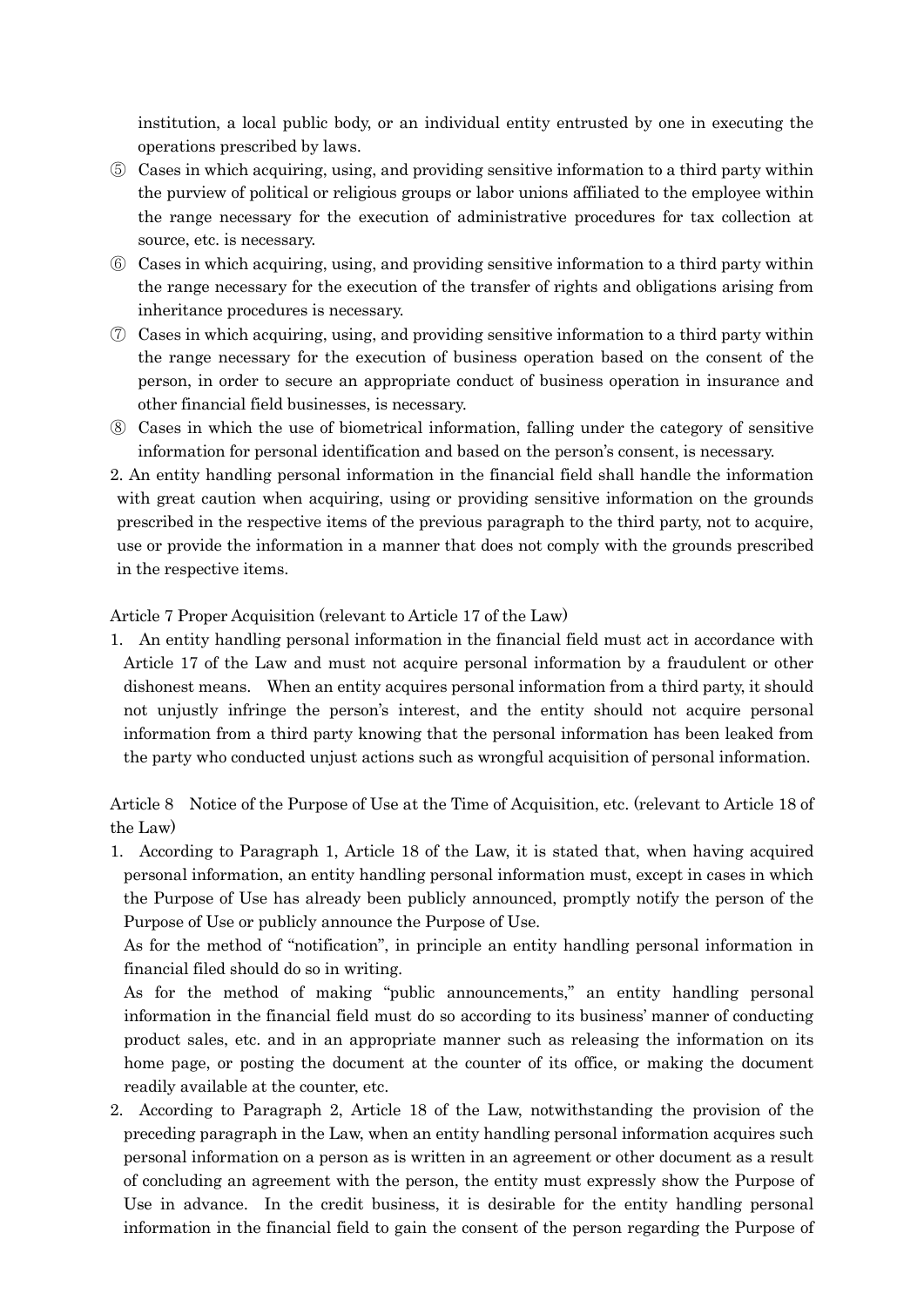institution, a local public body, or an individual entity entrusted by one in executing the operations prescribed by laws.

⑤ Cases in which acquiring, using, and providing sensitive information to a third party within the purview of political or religious groups or labor unions affiliated to the employee within the range necessary for the execution of administrative procedures for tax collection at source, etc. is necessary.

⑥ Cases in which acquiring, using, and providing sensitive information to a third party within the range necessary for the execution of the transfer of rights and obligations arising from inheritance procedures is necessary.

⑦ Cases in which acquiring, using, and providing sensitive information to a third party within the range necessary for the execution of business operation based on the consent of the person, in order to secure an appropriate conduct of business operation in insurance and other financial field businesses, is necessary.

⑧ Cases in which the use of biometrical information, falling under the category of sensitive information for personal identification and based on the person's consent, is necessary.

2. An entity handling personal information in the financial field shall handle the information with great caution when acquiring, using or providing sensitive information on the grounds prescribed in the respective items of the previous paragraph to the third party, not to acquire, use or provide the information in a manner that does not comply with the grounds prescribed in the respective items.

Article 7 Proper Acquisition (relevant to Article 17 of the Law)

1. An entity handling personal information in the financial field must act in accordance with Article 17 of the Law and must not acquire personal information by a fraudulent or other dishonest means. When an entity acquires personal information from a third party, it should not unjustly infringe the person's interest, and the entity should not acquire personal information from a third party knowing that the personal information has been leaked from the party who conducted unjust actions such as wrongful acquisition of personal information.

Article 8 Notice of the Purpose of Use at the Time of Acquisition, etc. (relevant to Article 18 of the Law)

1. According to Paragraph 1, Article 18 of the Law, it is stated that, when having acquired personal information, an entity handling personal information must, except in cases in which the Purpose of Use has already been publicly announced, promptly notify the person of the Purpose of Use or publicly announce the Purpose of Use.

   As for the method of "notification", in principle an entity handling personal information in financial filed should do so in writing.

   As for the method of making "public announcements," an entity handling personal information in the financial field must do so according to its business' manner of conducting product sales, etc. and in an appropriate manner such as releasing the information on its home page, or posting the document at the counter of its office, or making the document readily available at the counter, etc.

2. According to Paragraph 2, Article 18 of the Law, notwithstanding the provision of the preceding paragraph in the Law, when an entity handling personal information acquires such personal information on a person as is written in an agreement or other document as a result of concluding an agreement with the person, the entity must expressly show the Purpose of Use in advance. In the credit business, it is desirable for the entity handling personal information in the financial field to gain the consent of the person regarding the Purpose of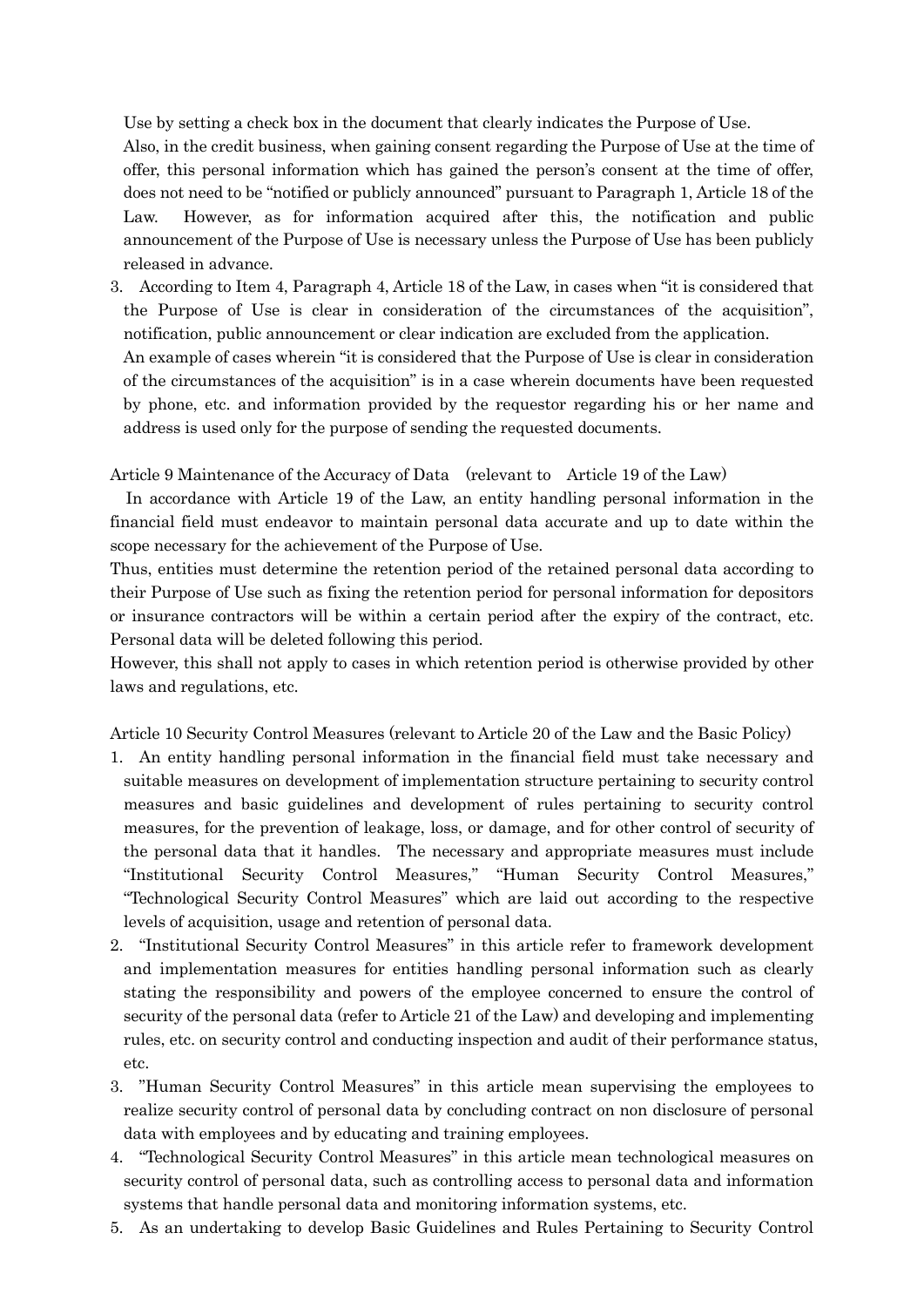Use by setting a check box in the document that clearly indicates the Purpose of Use.

Also, in the credit business, when gaining consent regarding the Purpose of Use at the time of offer, this personal information which has gained the person's consent at the time of offer, does not need to be "notified or publicly announced" pursuant to Paragraph 1, Article 18 of the Law. However, as for information acquired after this, the notification and public announcement of the Purpose of Use is necessary unless the Purpose of Use has been publicly released in advance.

3. According to Item 4, Paragraph 4, Article 18 of the Law, in cases when "it is considered that the Purpose of Use is clear in consideration of the circumstances of the acquisition", notification, public announcement or clear indication are excluded from the application.

   An example of cases wherein "it is considered that the Purpose of Use is clear in consideration of the circumstances of the acquisition" is in a case wherein documents have been requested by phone, etc. and information provided by the requestor regarding his or her name and address is used only for the purpose of sending the requested documents.

Article 9 Maintenance of the Accuracy of Data (relevant to Article 19 of the Law)

In accordance with Article 19 of the Law, an entity handling personal information in the financial field must endeavor to maintain personal data accurate and up to date within the scope necessary for the achievement of the Purpose of Use.

Thus, entities must determine the retention period of the retained personal data according to their Purpose of Use such as fixing the retention period for personal information for depositors or insurance contractors will be within a certain period after the expiry of the contract, etc. Personal data will be deleted following this period.

However, this shall not apply to cases in which retention period is otherwise provided by other laws and regulations, etc.

Article 10 Security Control Measures (relevant to Article 20 of the Law and the Basic Policy)

1. An entity handling personal information in the financial field must take necessary and suitable measures on development of implementation structure pertaining to security control measures and basic guidelines and development of rules pertaining to security control measures, for the prevention of leakage, loss, or damage, and for other control of security of the personal data that it handles. The necessary and appropriate measures must include "Institutional Security Control Measures," "Human Security Control Measures," "Technological Security Control Measures" which are laid out according to the respective levels of acquisition, usage and retention of personal data.
2. "Institutional Security Control Measures" in this article refer to framework development and implementation measures for entities handling personal information such as clearly stating the responsibility and powers of the employee concerned to ensure the control of security of the personal data (refer to Article 21 of the Law) and developing and implementing rules, etc. on security control and conducting inspection and audit of their performance status, etc.
3. "Human Security Control Measures" in this article mean supervising the employees to realize security control of personal data by concluding contract on non disclosure of personal data with employees and by educating and training employees.
4. "Technological Security Control Measures" in this article mean technological measures on security control of personal data, such as controlling access to personal data and information systems that handle personal data and monitoring information systems, etc.
5. As an undertaking to develop Basic Guidelines and Rules Pertaining to Security Control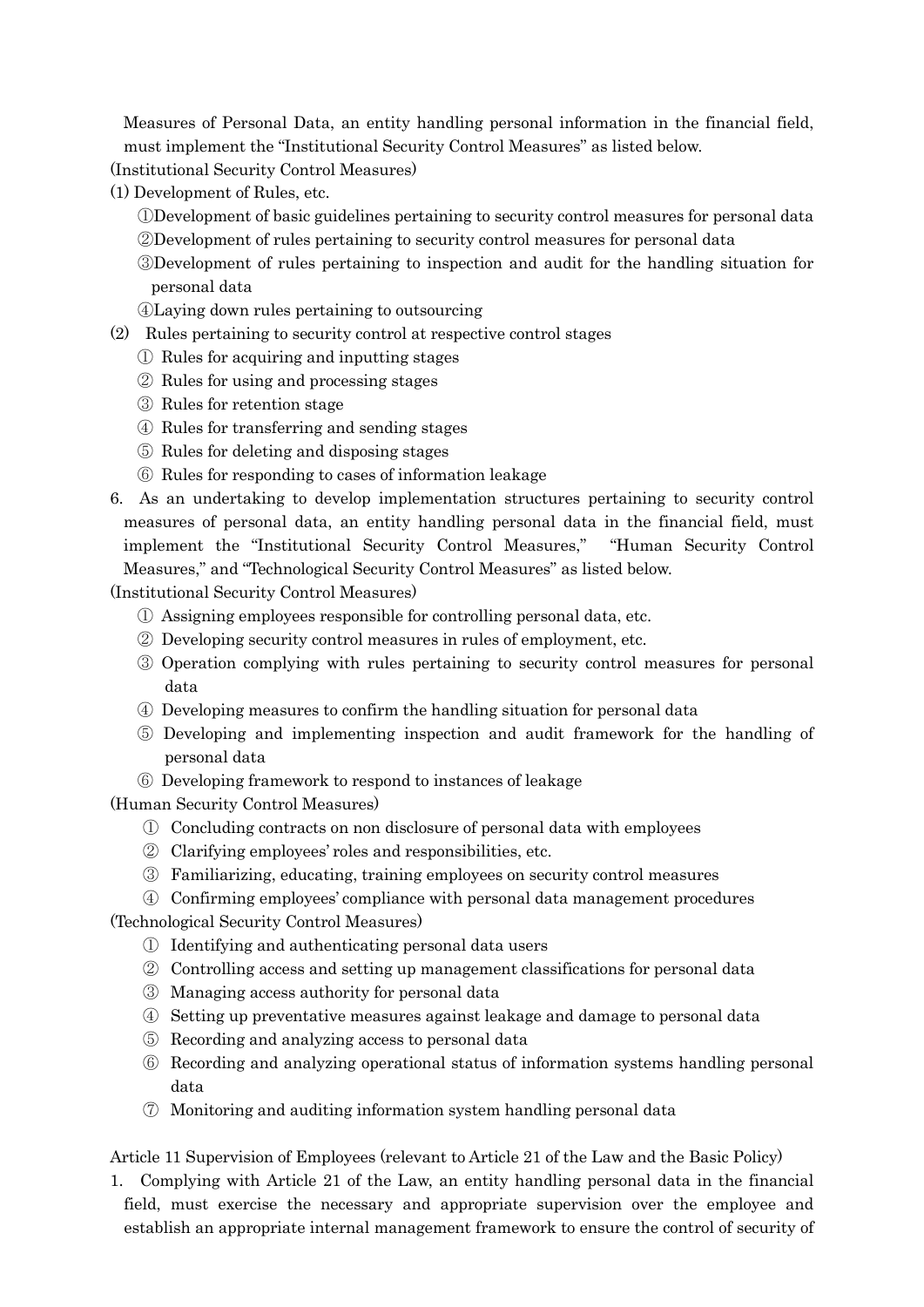Measures of Personal Data, an entity handling personal information in the financial field, must implement the "Institutional Security Control Measures" as listed below.

(Institutional Security Control Measures)

(1) Development of Rules, etc.

①Development of basic guidelines pertaining to security control measures for personal data

②Development of rules pertaining to security control measures for personal data

③Development of rules pertaining to inspection and audit for the handling situation for personal data

④Laying down rules pertaining to outsourcing

(2) Rules pertaining to security control at respective control stages

① Rules for acquiring and inputting stages

② Rules for using and processing stages

③ Rules for retention stage

④ Rules for transferring and sending stages

⑤ Rules for deleting and disposing stages

⑥ Rules for responding to cases of information leakage

6. As an undertaking to develop implementation structures pertaining to security control measures of personal data, an entity handling personal data in the financial field, must implement the "Institutional Security Control Measures," "Human Security Control Measures," and "Technological Security Control Measures" as listed below.

(Institutional Security Control Measures)

① Assigning employees responsible for controlling personal data, etc.

② Developing security control measures in rules of employment, etc.

③ Operation complying with rules pertaining to security control measures for personal data

④ Developing measures to confirm the handling situation for personal data

⑤ Developing and implementing inspection and audit framework for the handling of personal data

⑥ Developing framework to respond to instances of leakage

(Human Security Control Measures)

① Concluding contracts on non disclosure of personal data with employees

② Clarifying employees' roles and responsibilities, etc.

③ Familiarizing, educating, training employees on security control measures

④ Confirming employees' compliance with personal data management procedures

(Technological Security Control Measures)

① Identifying and authenticating personal data users

② Controlling access and setting up management classifications for personal data

③ Managing access authority for personal data

④ Setting up preventative measures against leakage and damage to personal data

⑤ Recording and analyzing access to personal data

⑥ Recording and analyzing operational status of information systems handling personal data

⑦ Monitoring and auditing information system handling personal data

Article 11 Supervision of Employees (relevant to Article 21 of the Law and the Basic Policy)

1. Complying with Article 21 of the Law, an entity handling personal data in the financial field, must exercise the necessary and appropriate supervision over the employee and establish an appropriate internal management framework to ensure the control of security of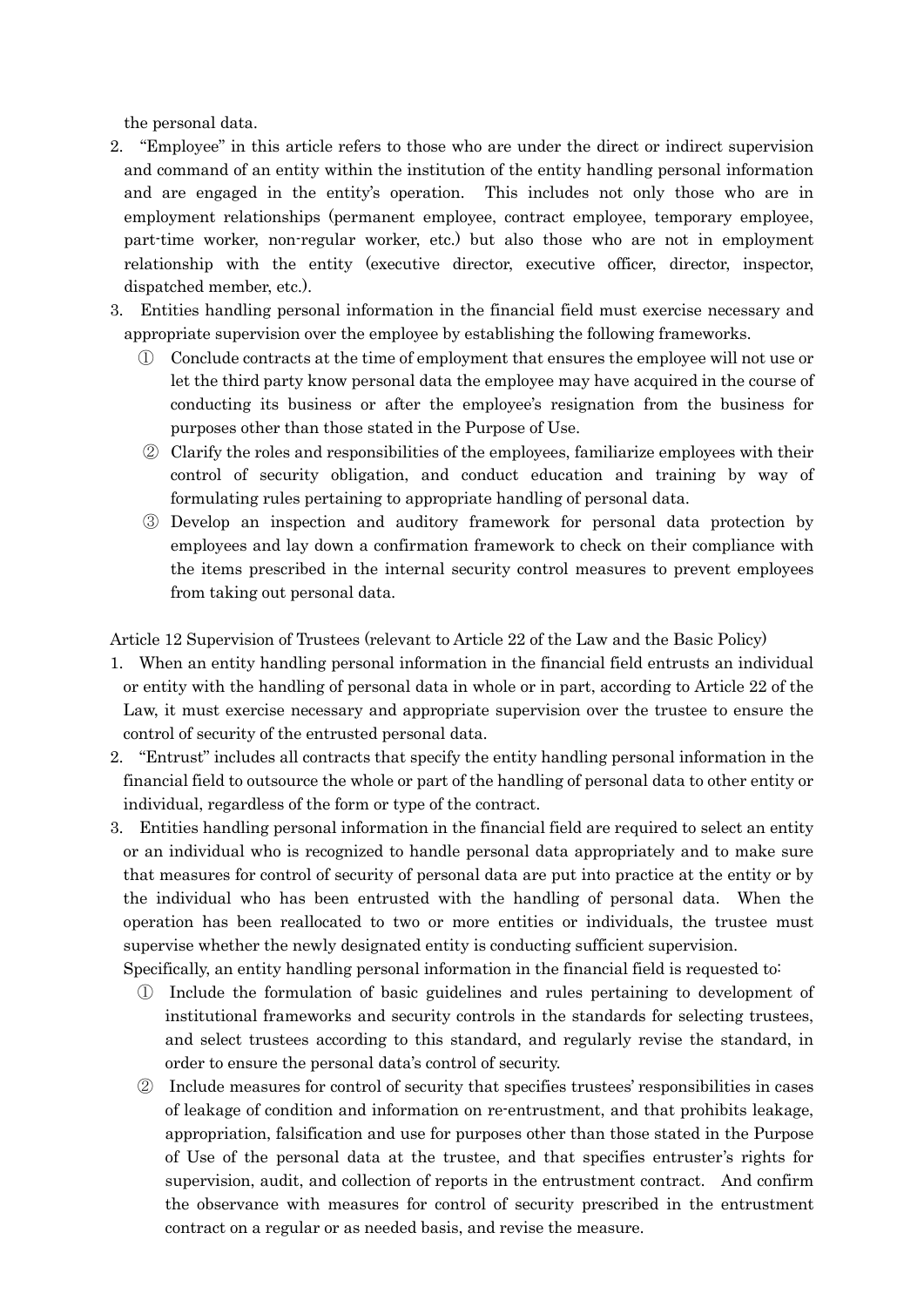the personal data.

2. "Employee" in this article refers to those who are under the direct or indirect supervision and command of an entity within the institution of the entity handling personal information and are engaged in the entity's operation. This includes not only those who are in employment relationships (permanent employee, contract employee, temporary employee, part-time worker, non-regular worker, etc.) but also those who are not in employment relationship with the entity (executive director, executive officer, director, inspector, dispatched member, etc.).
3. Entities handling personal information in the financial field must exercise necessary and appropriate supervision over the employee by establishing the following frameworks.
   ① Conclude contracts at the time of employment that ensures the employee will not use or let the third party know personal data the employee may have acquired in the course of conducting its business or after the employee's resignation from the business for purposes other than those stated in the Purpose of Use.
   ② Clarify the roles and responsibilities of the employees, familiarize employees with their control of security obligation, and conduct education and training by way of formulating rules pertaining to appropriate handling of personal data.
   ③ Develop an inspection and auditory framework for personal data protection by employees and lay down a confirmation framework to check on their compliance with the items prescribed in the internal security control measures to prevent employees from taking out personal data.

Article 12 Supervision of Trustees (relevant to Article 22 of the Law and the Basic Policy)

1. When an entity handling personal information in the financial field entrusts an individual or entity with the handling of personal data in whole or in part, according to Article 22 of the Law, it must exercise necessary and appropriate supervision over the trustee to ensure the control of security of the entrusted personal data.
2. "Entrust" includes all contracts that specify the entity handling personal information in the financial field to outsource the whole or part of the handling of personal data to other entity or individual, regardless of the form or type of the contract.
3. Entities handling personal information in the financial field are required to select an entity or an individual who is recognized to handle personal data appropriately and to make sure that measures for control of security of personal data are put into practice at the entity or by the individual who has been entrusted with the handling of personal data. When the operation has been reallocated to two or more entities or individuals, the trustee must supervise whether the newly designated entity is conducting sufficient supervision.
   Specifically, an entity handling personal information in the financial field is requested to:
   ① Include the formulation of basic guidelines and rules pertaining to development of institutional frameworks and security controls in the standards for selecting trustees, and select trustees according to this standard, and regularly revise the standard, in order to ensure the personal data's control of security.
   ② Include measures for control of security that specifies trustees' responsibilities in cases of leakage of condition and information on re-entrustment, and that prohibits leakage, appropriation, falsification and use for purposes other than those stated in the Purpose of Use of the personal data at the trustee, and that specifies entruster's rights for supervision, audit, and collection of reports in the entrustment contract. And confirm the observance with measures for control of security prescribed in the entrustment contract on a regular or as needed basis, and revise the measure.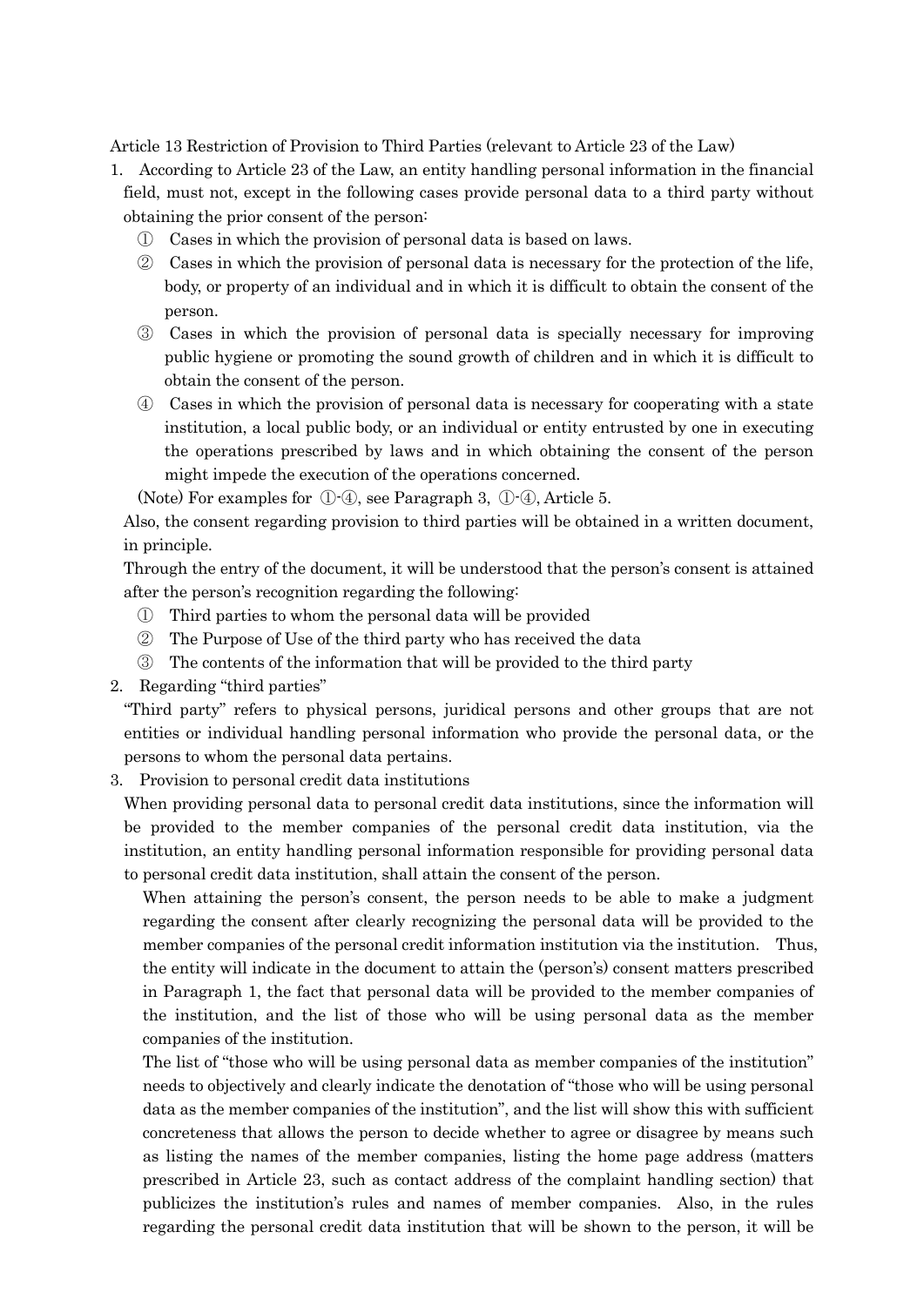Article 13 Restriction of Provision to Third Parties (relevant to Article 23 of the Law)

1. According to Article 23 of the Law, an entity handling personal information in the financial field, must not, except in the following cases provide personal data to a third party without obtaining the prior consent of the person:

   ① Cases in which the provision of personal data is based on laws.

   ② Cases in which the provision of personal data is necessary for the protection of the life, body, or property of an individual and in which it is difficult to obtain the consent of the person.

   ③ Cases in which the provision of personal data is specially necessary for improving public hygiene or promoting the sound growth of children and in which it is difficult to obtain the consent of the person.

   ④ Cases in which the provision of personal data is necessary for cooperating with a state institution, a local public body, or an individual or entity entrusted by one in executing the operations prescribed by laws and in which obtaining the consent of the person might impede the execution of the operations concerned.

   (Note) For examples for ①-④, see Paragraph 3, ①-④, Article 5.

   Also, the consent regarding provision to third parties will be obtained in a written document, in principle.

   Through the entry of the document, it will be understood that the person's consent is attained after the person's recognition regarding the following:

   ① Third parties to whom the personal data will be provided

   ② The Purpose of Use of the third party who has received the data

   ③ The contents of the information that will be provided to the third party

2. Regarding "third parties"

   "Third party" refers to physical persons, juridical persons and other groups that are not entities or individual handling personal information who provide the personal data, or the persons to whom the personal data pertains.

3. Provision to personal credit data institutions

   When providing personal data to personal credit data institutions, since the information will be provided to the member companies of the personal credit data institution, via the institution, an entity handling personal information responsible for providing personal data to personal credit data institution, shall attain the consent of the person.

   When attaining the person's consent, the person needs to be able to make a judgment regarding the consent after clearly recognizing the personal data will be provided to the member companies of the personal credit information institution via the institution. Thus, the entity will indicate in the document to attain the (person's) consent matters prescribed in Paragraph 1, the fact that personal data will be provided to the member companies of the institution, and the list of those who will be using personal data as the member companies of the institution.

   The list of "those who will be using personal data as member companies of the institution" needs to objectively and clearly indicate the denotation of "those who will be using personal data as the member companies of the institution", and the list will show this with sufficient concreteness that allows the person to decide whether to agree or disagree by means such as listing the names of the member companies, listing the home page address (matters prescribed in Article 23, such as contact address of the complaint handling section) that publicizes the institution's rules and names of member companies. Also, in the rules regarding the personal credit data institution that will be shown to the person, it will be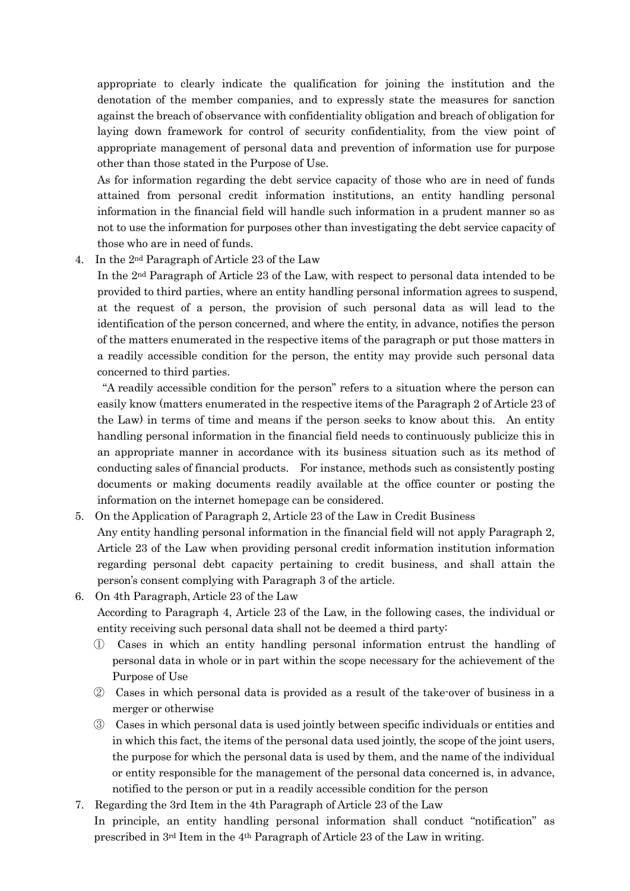appropriate to clearly indicate the qualification for joining the institution and the denotation of the member companies, and to expressly state the measures for sanction against the breach of observance with confidentiality obligation and breach of obligation for laying down framework for control of security confidentiality, from the view point of appropriate management of personal data and prevention of information use for purpose other than those stated in the Purpose of Use.

As for information regarding the debt service capacity of those who are in need of funds attained from personal credit information institutions, an entity handling personal information in the financial field will handle such information in a prudent manner so as not to use the information for purposes other than investigating the debt service capacity of those who are in need of funds.

4. In the 2nd Paragraph of Article 23 of the Law

   In the 2nd Paragraph of Article 23 of the Law, with respect to personal data intended to be provided to third parties, where an entity handling personal information agrees to suspend, at the request of a person, the provision of such personal data as will lead to the identification of the person concerned, and where the entity, in advance, notifies the person of the matters enumerated in the respective items of the paragraph or put those matters in a readily accessible condition for the person, the entity may provide such personal data concerned to third parties.

   "A readily accessible condition for the person" refers to a situation where the person can easily know (matters enumerated in the respective items of the Paragraph 2 of Article 23 of the Law) in terms of time and means if the person seeks to know about this. An entity handling personal information in the financial field needs to continuously publicize this in an appropriate manner in accordance with its business situation such as its method of conducting sales of financial products. For instance, methods such as consistently posting documents or making documents readily available at the office counter or posting the information on the internet homepage can be considered.

5. On the Application of Paragraph 2, Article 23 of the Law in Credit Business

   Any entity handling personal information in the financial field will not apply Paragraph 2, Article 23 of the Law when providing personal credit information institution information regarding personal debt capacity pertaining to credit business, and shall attain the person's consent complying with Paragraph 3 of the article.

6. On 4th Paragraph, Article 23 of the Law

   According to Paragraph 4, Article 23 of the Law, in the following cases, the individual or entity receiving such personal data shall not be deemed a third party:

   ① Cases in which an entity handling personal information entrust the handling of personal data in whole or in part within the scope necessary for the achievement of the Purpose of Use

   ② Cases in which personal data is provided as a result of the take-over of business in a merger or otherwise

   ③ Cases in which personal data is used jointly between specific individuals or entities and in which this fact, the items of the personal data used jointly, the scope of the joint users, the purpose for which the personal data is used by them, and the name of the individual or entity responsible for the management of the personal data concerned is, in advance, notified to the person or put in a readily accessible condition for the person

7. Regarding the 3rd Item in the 4th Paragraph of Article 23 of the Law

   In principle, an entity handling personal information shall conduct "notification" as prescribed in 3rd Item in the 4th Paragraph of Article 23 of the Law in writing.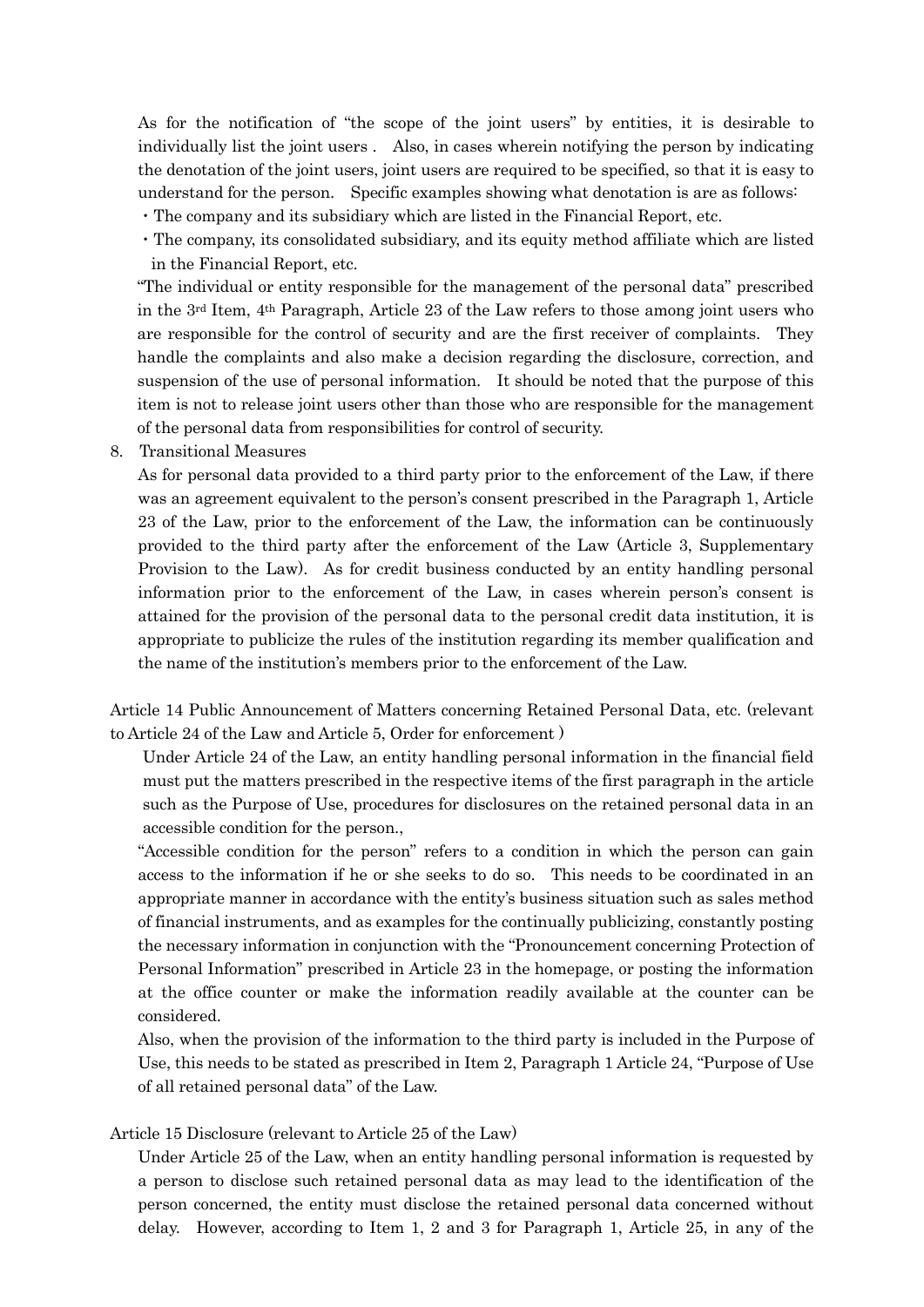As for the notification of "the scope of the joint users" by entities, it is desirable to individually list the joint users . Also, in cases wherein notifying the person by indicating the denotation of the joint users, joint users are required to be specified, so that it is easy to understand for the person. Specific examples showing what denotation is are as follows:

- The company and its subsidiary which are listed in the Financial Report, etc.
- The company, its consolidated subsidiary, and its equity method affiliate which are listed in the Financial Report, etc.

"The individual or entity responsible for the management of the personal data" prescribed in the 3rd Item, 4th Paragraph, Article 23 of the Law refers to those among joint users who are responsible for the control of security and are the first receiver of complaints. They handle the complaints and also make a decision regarding the disclosure, correction, and suspension of the use of personal information. It should be noted that the purpose of this item is not to release joint users other than those who are responsible for the management of the personal data from responsibilities for control of security.

8. Transitional Measures

As for personal data provided to a third party prior to the enforcement of the Law, if there was an agreement equivalent to the person's consent prescribed in the Paragraph 1, Article 23 of the Law, prior to the enforcement of the Law, the information can be continuously provided to the third party after the enforcement of the Law (Article 3, Supplementary Provision to the Law). As for credit business conducted by an entity handling personal information prior to the enforcement of the Law, in cases wherein person's consent is attained for the provision of the personal data to the personal credit data institution, it is appropriate to publicize the rules of the institution regarding its member qualification and the name of the institution's members prior to the enforcement of the Law.

Article 14 Public Announcement of Matters concerning Retained Personal Data, etc. (relevant to Article 24 of the Law and Article 5, Order for enforcement )

Under Article 24 of the Law, an entity handling personal information in the financial field must put the matters prescribed in the respective items of the first paragraph in the article such as the Purpose of Use, procedures for disclosures on the retained personal data in an accessible condition for the person.,

"Accessible condition for the person" refers to a condition in which the person can gain access to the information if he or she seeks to do so. This needs to be coordinated in an appropriate manner in accordance with the entity's business situation such as sales method of financial instruments, and as examples for the continually publicizing, constantly posting the necessary information in conjunction with the "Pronouncement concerning Protection of Personal Information" prescribed in Article 23 in the homepage, or posting the information at the office counter or make the information readily available at the counter can be considered.

Also, when the provision of the information to the third party is included in the Purpose of Use, this needs to be stated as prescribed in Item 2, Paragraph 1 Article 24, "Purpose of Use of all retained personal data" of the Law.

Article 15 Disclosure (relevant to Article 25 of the Law)

Under Article 25 of the Law, when an entity handling personal information is requested by a person to disclose such retained personal data as may lead to the identification of the person concerned, the entity must disclose the retained personal data concerned without delay. However, according to Item 1, 2 and 3 for Paragraph 1, Article 25, in any of the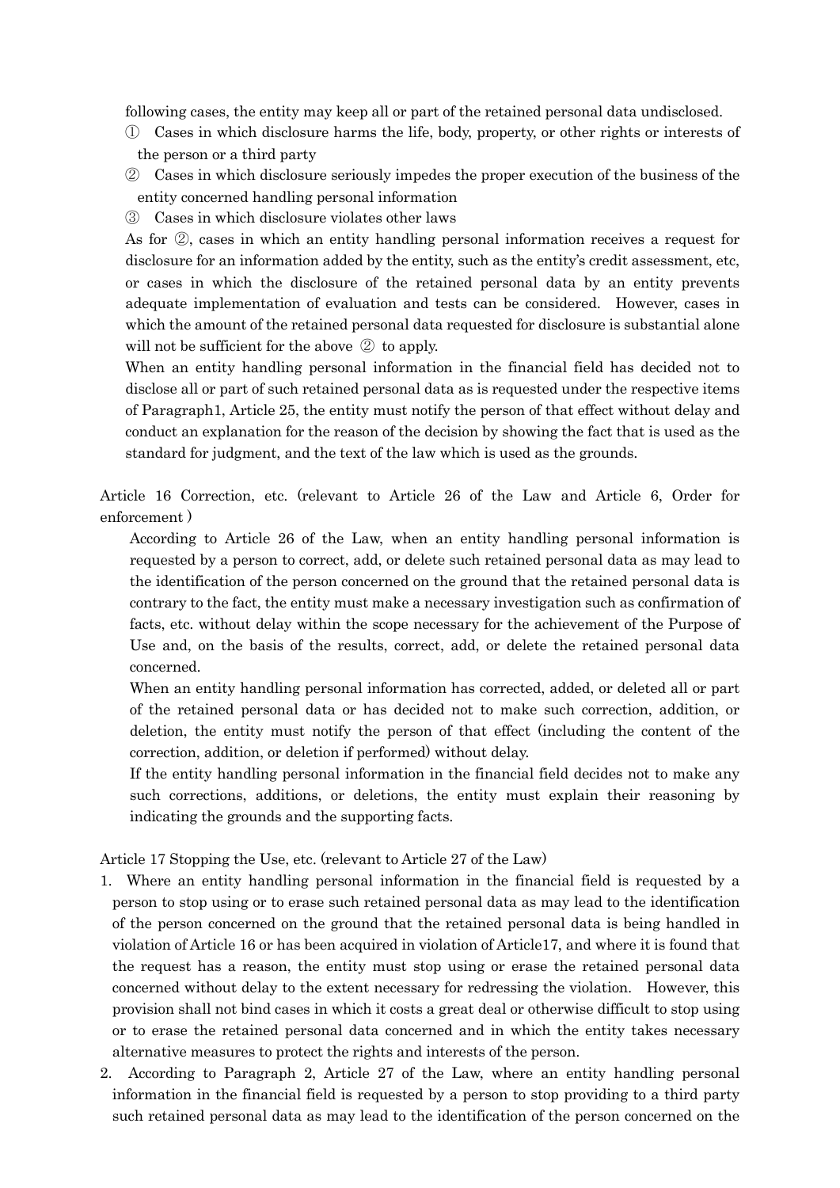following cases, the entity may keep all or part of the retained personal data undisclosed.

① Cases in which disclosure harms the life, body, property, or other rights or interests of the person or a third party

② Cases in which disclosure seriously impedes the proper execution of the business of the entity concerned handling personal information

③ Cases in which disclosure violates other laws

As for ②, cases in which an entity handling personal information receives a request for disclosure for an information added by the entity, such as the entity's credit assessment, etc, or cases in which the disclosure of the retained personal data by an entity prevents adequate implementation of evaluation and tests can be considered. However, cases in which the amount of the retained personal data requested for disclosure is substantial alone will not be sufficient for the above ② to apply.

When an entity handling personal information in the financial field has decided not to disclose all or part of such retained personal data as is requested under the respective items of Paragraph1, Article 25, the entity must notify the person of that effect without delay and conduct an explanation for the reason of the decision by showing the fact that is used as the standard for judgment, and the text of the law which is used as the grounds.

Article 16 Correction, etc. (relevant to Article 26 of the Law and Article 6, Order for enforcement )

According to Article 26 of the Law, when an entity handling personal information is requested by a person to correct, add, or delete such retained personal data as may lead to the identification of the person concerned on the ground that the retained personal data is contrary to the fact, the entity must make a necessary investigation such as confirmation of facts, etc. without delay within the scope necessary for the achievement of the Purpose of Use and, on the basis of the results, correct, add, or delete the retained personal data concerned.

When an entity handling personal information has corrected, added, or deleted all or part of the retained personal data or has decided not to make such correction, addition, or deletion, the entity must notify the person of that effect (including the content of the correction, addition, or deletion if performed) without delay.

If the entity handling personal information in the financial field decides not to make any such corrections, additions, or deletions, the entity must explain their reasoning by indicating the grounds and the supporting facts.

Article 17 Stopping the Use, etc. (relevant to Article 27 of the Law)

1. Where an entity handling personal information in the financial field is requested by a person to stop using or to erase such retained personal data as may lead to the identification of the person concerned on the ground that the retained personal data is being handled in violation of Article 16 or has been acquired in violation of Article17, and where it is found that the request has a reason, the entity must stop using or erase the retained personal data concerned without delay to the extent necessary for redressing the violation. However, this provision shall not bind cases in which it costs a great deal or otherwise difficult to stop using or to erase the retained personal data concerned and in which the entity takes necessary alternative measures to protect the rights and interests of the person.
2. According to Paragraph 2, Article 27 of the Law, where an entity handling personal information in the financial field is requested by a person to stop providing to a third party such retained personal data as may lead to the identification of the person concerned on the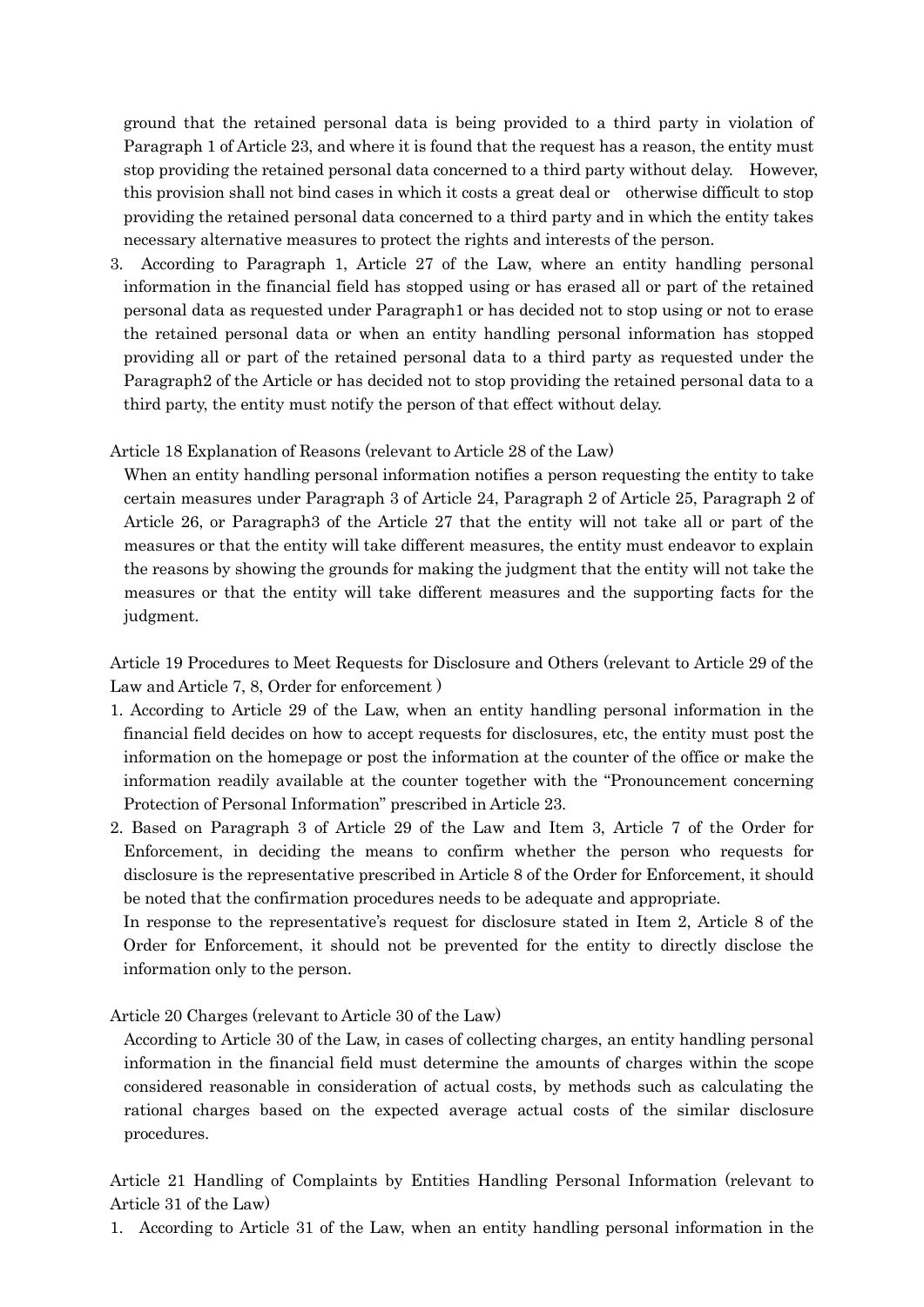ground that the retained personal data is being provided to a third party in violation of Paragraph 1 of Article 23, and where it is found that the request has a reason, the entity must stop providing the retained personal data concerned to a third party without delay. However, this provision shall not bind cases in which it costs a great deal or otherwise difficult to stop providing the retained personal data concerned to a third party and in which the entity takes necessary alternative measures to protect the rights and interests of the person.

3. According to Paragraph 1, Article 27 of the Law, where an entity handling personal information in the financial field has stopped using or has erased all or part of the retained personal data as requested under Paragraph1 or has decided not to stop using or not to erase the retained personal data or when an entity handling personal information has stopped providing all or part of the retained personal data to a third party as requested under the Paragraph2 of the Article or has decided not to stop providing the retained personal data to a third party, the entity must notify the person of that effect without delay.

Article 18 Explanation of Reasons (relevant to Article 28 of the Law)

When an entity handling personal information notifies a person requesting the entity to take certain measures under Paragraph 3 of Article 24, Paragraph 2 of Article 25, Paragraph 2 of Article 26, or Paragraph3 of the Article 27 that the entity will not take all or part of the measures or that the entity will take different measures, the entity must endeavor to explain the reasons by showing the grounds for making the judgment that the entity will not take the measures or that the entity will take different measures and the supporting facts for the judgment.

Article 19 Procedures to Meet Requests for Disclosure and Others (relevant to Article 29 of the Law and Article 7, 8, Order for enforcement )

1. According to Article 29 of the Law, when an entity handling personal information in the financial field decides on how to accept requests for disclosures, etc, the entity must post the information on the homepage or post the information at the counter of the office or make the information readily available at the counter together with the "Pronouncement concerning Protection of Personal Information" prescribed in Article 23.
2. Based on Paragraph 3 of Article 29 of the Law and Item 3, Article 7 of the Order for Enforcement, in deciding the means to confirm whether the person who requests for disclosure is the representative prescribed in Article 8 of the Order for Enforcement, it should be noted that the confirmation procedures needs to be adequate and appropriate.

   In response to the representative's request for disclosure stated in Item 2, Article 8 of the Order for Enforcement, it should not be prevented for the entity to directly disclose the information only to the person.

Article 20 Charges (relevant to Article 30 of the Law)

According to Article 30 of the Law, in cases of collecting charges, an entity handling personal information in the financial field must determine the amounts of charges within the scope considered reasonable in consideration of actual costs, by methods such as calculating the rational charges based on the expected average actual costs of the similar disclosure procedures.

Article 21 Handling of Complaints by Entities Handling Personal Information (relevant to Article 31 of the Law)

1. According to Article 31 of the Law, when an entity handling personal information in the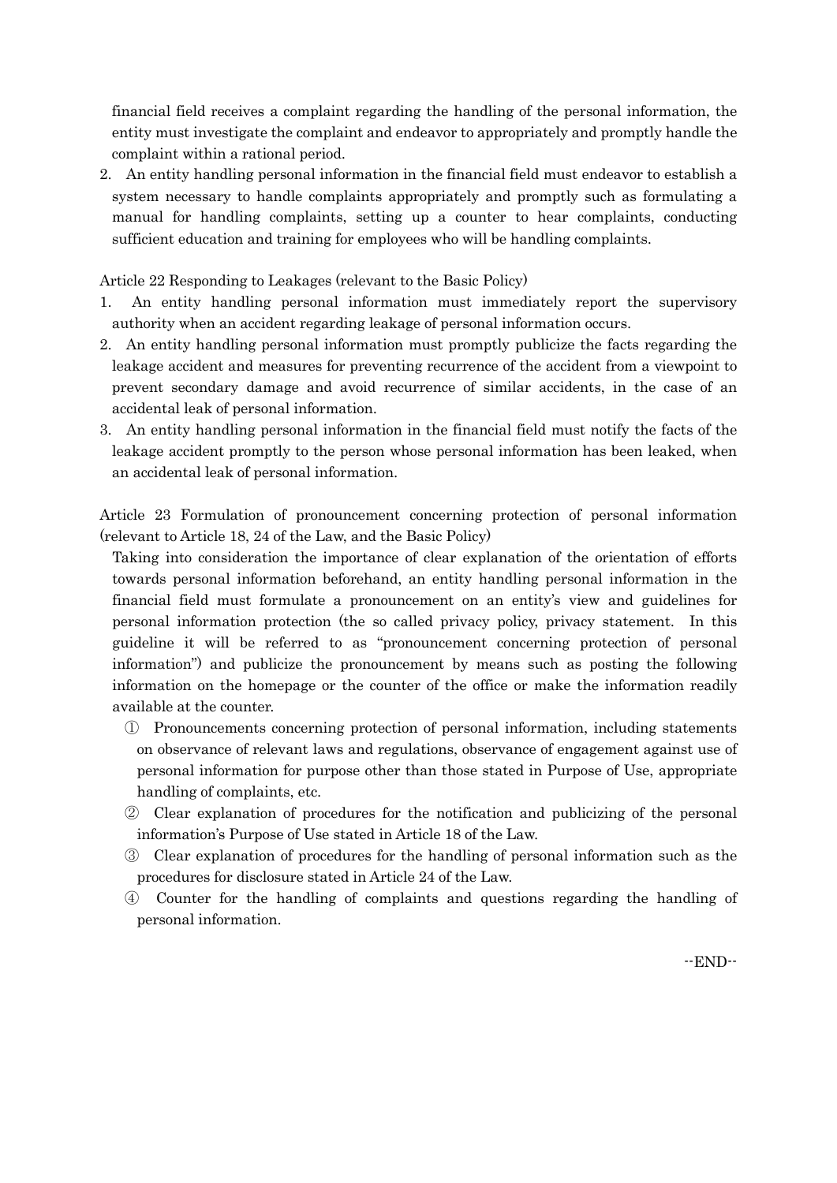financial field receives a complaint regarding the handling of the personal information, the entity must investigate the complaint and endeavor to appropriately and promptly handle the complaint within a rational period.

2. An entity handling personal information in the financial field must endeavor to establish a system necessary to handle complaints appropriately and promptly such as formulating a manual for handling complaints, setting up a counter to hear complaints, conducting sufficient education and training for employees who will be handling complaints.

Article 22 Responding to Leakages (relevant to the Basic Policy)

1. An entity handling personal information must immediately report the supervisory authority when an accident regarding leakage of personal information occurs.
2. An entity handling personal information must promptly publicize the facts regarding the leakage accident and measures for preventing recurrence of the accident from a viewpoint to prevent secondary damage and avoid recurrence of similar accidents, in the case of an accidental leak of personal information.
3. An entity handling personal information in the financial field must notify the facts of the leakage accident promptly to the person whose personal information has been leaked, when an accidental leak of personal information.

Article 23 Formulation of pronouncement concerning protection of personal information (relevant to Article 18, 24 of the Law, and the Basic Policy)

Taking into consideration the importance of clear explanation of the orientation of efforts towards personal information beforehand, an entity handling personal information in the financial field must formulate a pronouncement on an entity's view and guidelines for personal information protection (the so called privacy policy, privacy statement. In this guideline it will be referred to as "pronouncement concerning protection of personal information") and publicize the pronouncement by means such as posting the following information on the homepage or the counter of the office or make the information readily available at the counter.

① Pronouncements concerning protection of personal information, including statements on observance of relevant laws and regulations, observance of engagement against use of personal information for purpose other than those stated in Purpose of Use, appropriate handling of complaints, etc.

② Clear explanation of procedures for the notification and publicizing of the personal information's Purpose of Use stated in Article 18 of the Law.

③ Clear explanation of procedures for the handling of personal information such as the procedures for disclosure stated in Article 24 of the Law.

④ Counter for the handling of complaints and questions regarding the handling of personal information.

--END--